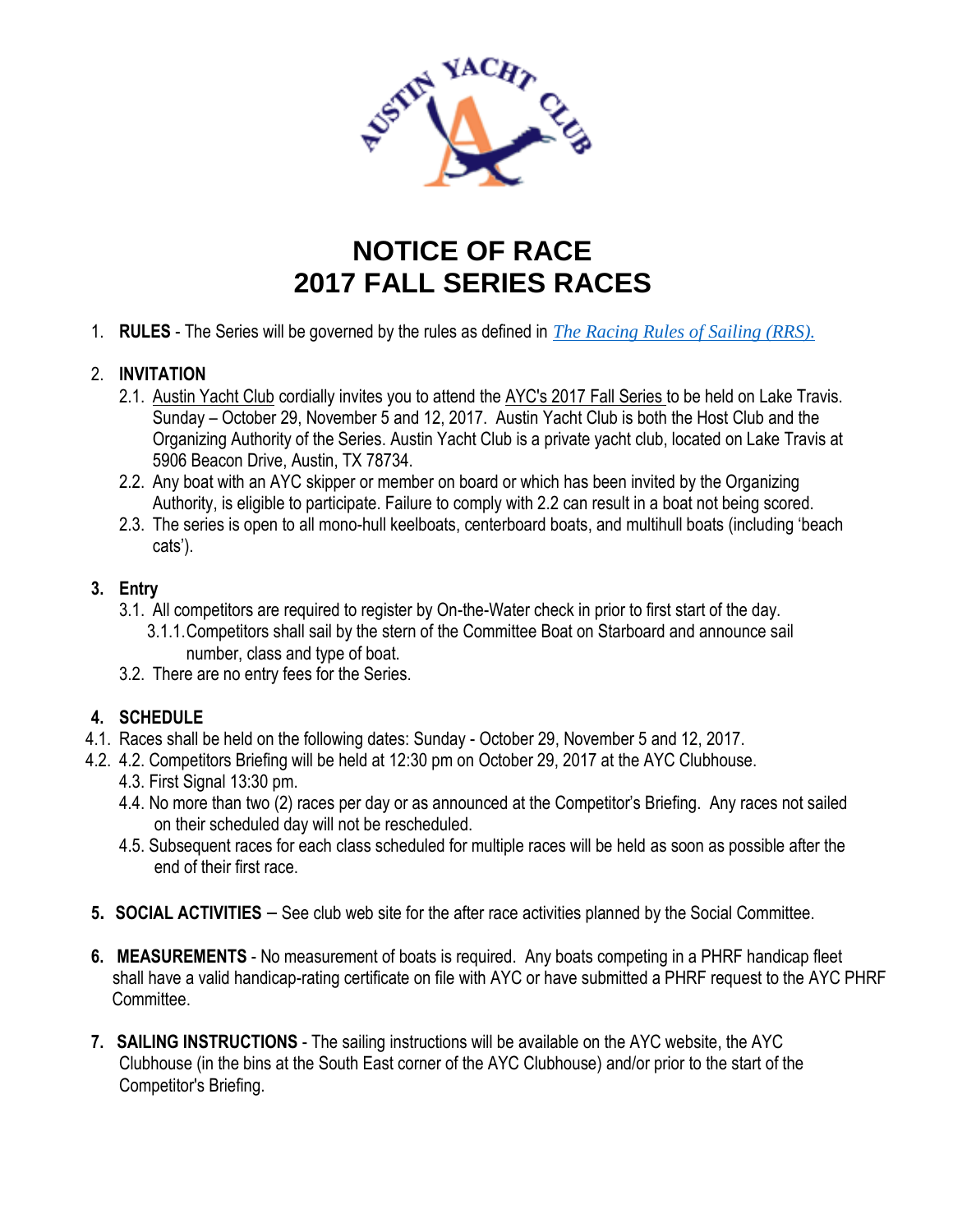# NOTICE OF RACE
# 2017 FALL SERIES RACES

1. **RULES** - The Series will be governed by the rules as defined in *The Racing Rules of Sailing (RRS).*

2. **INVITATION**
   - 2.1. Austin Yacht Club cordially invites you to attend the AYC's 2017 Fall Series to be held on Lake Travis. Sunday – October 29, November 5 and 12, 2017. Austin Yacht Club is both the Host Club and the Organizing Authority of the Series. Austin Yacht Club is a private yacht club, located on Lake Travis at 5906 Beacon Drive, Austin, TX 78734.
   - 2.2. Any boat with an AYC skipper or member on board or which has been invited by the Organizing Authority, is eligible to participate. Failure to comply with 2.2 can result in a boat not being scored.
   - 2.3. The series is open to all mono-hull keelboats, centerboard boats, and multihull boats (including 'beach cats').

3. **Entry**
   - 3.1. All competitors are required to register by On-the-Water check in prior to first start of the day.
     - 3.1.1. Competitors shall sail by the stern of the Committee Boat on Starboard and announce sail number, class and type of boat.
   - 3.2. There are no entry fees for the Series.

4. **SCHEDULE**
   - 4.1. Races shall be held on the following dates: Sunday - October 29, November 5 and 12, 2017.
   - 4.2. 4.2. Competitors Briefing will be held at 12:30 pm on October 29, 2017 at the AYC Clubhouse.
   - 4.3. First Signal 13:30 pm.
   - 4.4. No more than two (2) races per day or as announced at the Competitor's Briefing. Any races not sailed on their scheduled day will not be rescheduled.
   - 4.5. Subsequent races for each class scheduled for multiple races will be held as soon as possible after the end of their first race.

5. **SOCIAL ACTIVITIES** – See club web site for the after race activities planned by the Social Committee.

6. **MEASUREMENTS** - No measurement of boats is required. Any boats competing in a PHRF handicap fleet shall have a valid handicap-rating certificate on file with AYC or have submitted a PHRF request to the AYC PHRF Committee.

7. **SAILING INSTRUCTIONS** - The sailing instructions will be available on the AYC website, the AYC Clubhouse (in the bins at the South East corner of the AYC Clubhouse) and/or prior to the start of the Competitor's Briefing.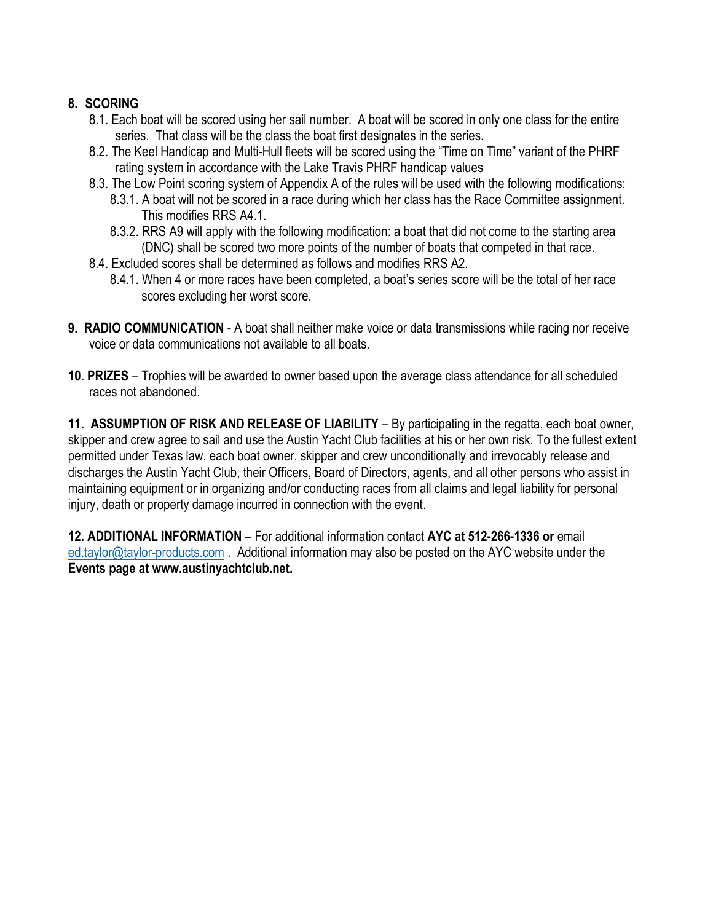## 8. SCORING

- 8.1. Each boat will be scored using her sail number. A boat will be scored in only one class for the entire series. That class will be the class the boat first designates in the series.
- 8.2. The Keel Handicap and Multi-Hull fleets will be scored using the "Time on Time" variant of the PHRF rating system in accordance with the Lake Travis PHRF handicap values
- 8.3. The Low Point scoring system of Appendix A of the rules will be used with the following modifications:
  - 8.3.1. A boat will not be scored in a race during which her class has the Race Committee assignment. This modifies RRS A4.1.
  - 8.3.2. RRS A9 will apply with the following modification: a boat that did not come to the starting area (DNC) shall be scored two more points of the number of boats that competed in that race.
- 8.4. Excluded scores shall be determined as follows and modifies RRS A2.
  - 8.4.1. When 4 or more races have been completed, a boat's series score will be the total of her race scores excluding her worst score.

**9. RADIO COMMUNICATION** - A boat shall neither make voice or data transmissions while racing nor receive voice or data communications not available to all boats.

**10. PRIZES** – Trophies will be awarded to owner based upon the average class attendance for all scheduled races not abandoned.

**11. ASSUMPTION OF RISK AND RELEASE OF LIABILITY** – By participating in the regatta, each boat owner, skipper and crew agree to sail and use the Austin Yacht Club facilities at his or her own risk. To the fullest extent permitted under Texas law, each boat owner, skipper and crew unconditionally and irrevocably release and discharges the Austin Yacht Club, their Officers, Board of Directors, agents, and all other persons who assist in maintaining equipment or in organizing and/or conducting races from all claims and legal liability for personal injury, death or property damage incurred in connection with the event.

**12. ADDITIONAL INFORMATION** – For additional information contact **AYC at 512-266-1336 or** email ed.taylor@taylor-products.com . Additional information may also be posted on the AYC website under the **Events page at www.austinyachtclub.net.**